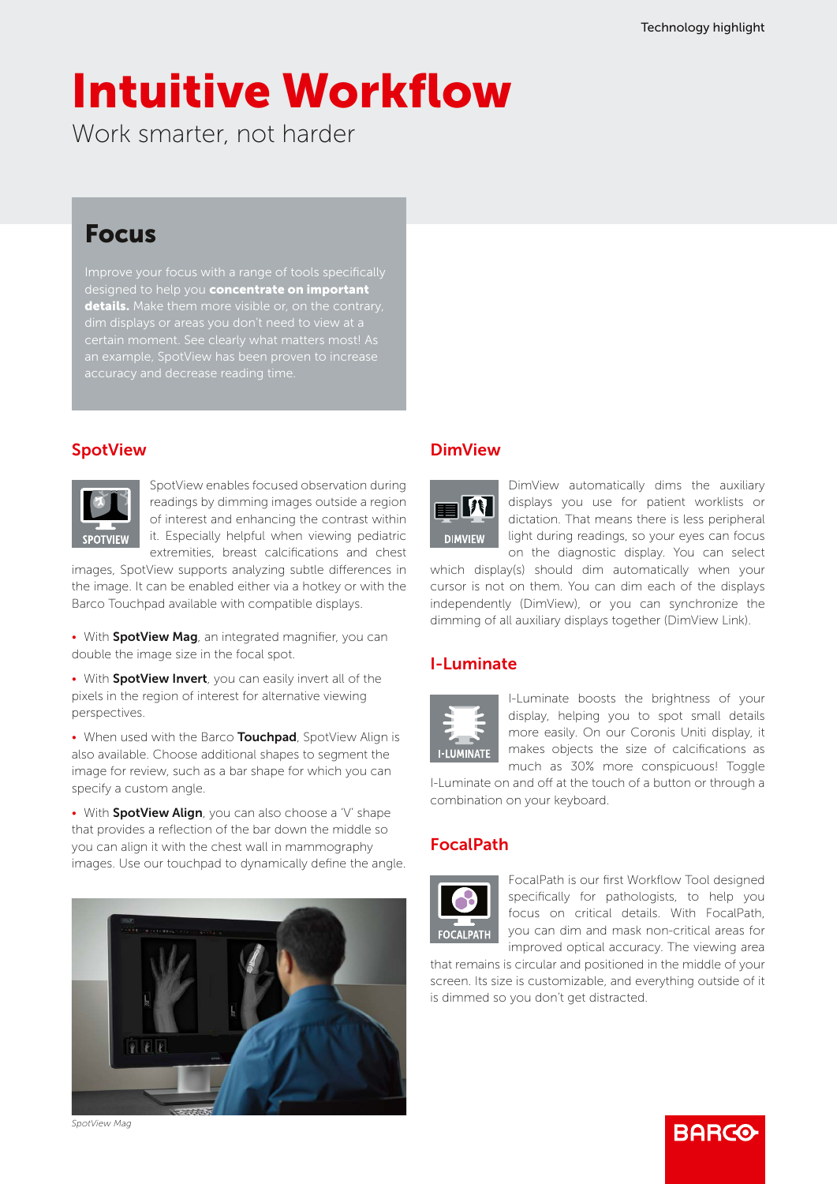Technology highlight

# Intuitive Workflow

Work smarter, not harder

## Focus

Improve your focus with a range of tools specifically designed to help you **concentrate on important details.** Make them more visible or, on the contrary, dim displays or areas you don't need to view at a certain moment. See clearly what matters most! As an example, SpotView has been proven to increase accuracy and decrease reading time.

### SpotView

SpotView enables focused observation during readings by dimming images outside a region of interest and enhancing the contrast within it. Especially helpful when viewing pediatric extremities, breast calcifications and chest images, SpotView supports analyzing subtle differences in the image. It can be enabled either via a hotkey or with the Barco Touchpad available with compatible displays.

- With **SpotView Mag**, an integrated magnifier, you can double the image size in the focal spot.
- With **SpotView Invert**, you can easily invert all of the pixels in the region of interest for alternative viewing perspectives.
- When used with the Barco **Touchpad**, SpotView Align is also available. Choose additional shapes to segment the image for review, such as a bar shape for which you can specify a custom angle.
- With **SpotView Align**, you can also choose a 'V' shape that provides a reflection of the bar down the middle so you can align it with the chest wall in mammography images. Use our touchpad to dynamically define the angle.

*SpotView Mag*

### DimView

DimView automatically dims the auxiliary displays you use for patient worklists or dictation. That means there is less peripheral light during readings, so your eyes can focus on the diagnostic display. You can select which display(s) should dim automatically when your cursor is not on them. You can dim each of the displays independently (DimView), or you can synchronize the dimming of all auxiliary displays together (DimView Link).

### I-Luminate

I-Luminate boosts the brightness of your display, helping you to spot small details more easily. On our Coronis Uniti display, it makes objects the size of calcifications as much as 30% more conspicuous! Toggle I-Luminate on and off at the touch of a button or through a combination on your keyboard.

### FocalPath

FocalPath is our first Workflow Tool designed specifically for pathologists, to help you focus on critical details. With FocalPath, you can dim and mask non-critical areas for improved optical accuracy. The viewing area that remains is circular and positioned in the middle of your screen. Its size is customizable, and everything outside of it is dimmed so you don't get distracted.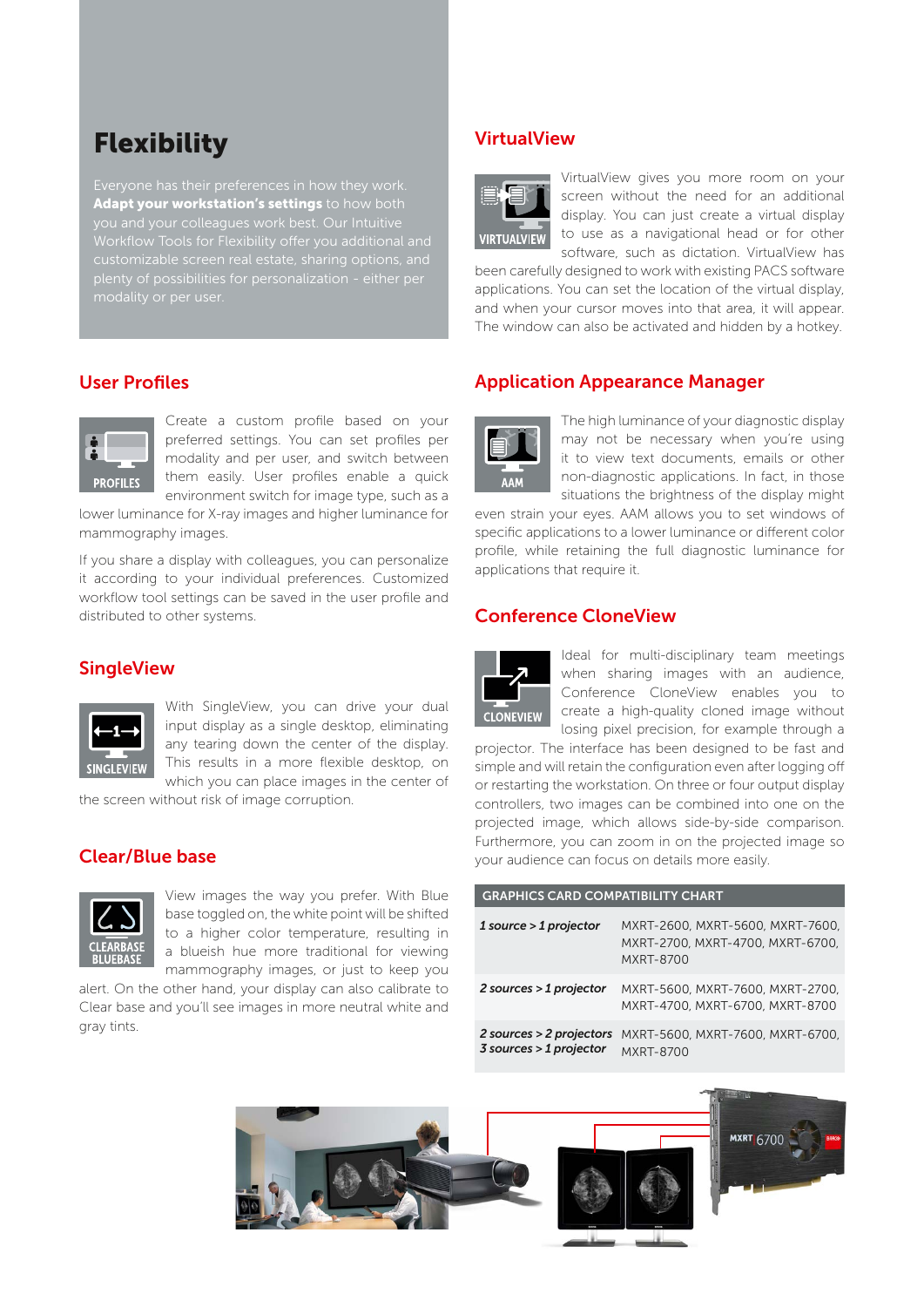# Flexibility

Everyone has their preferences in how they work. **Adapt your workstation's settings** to how both you and your colleagues work best. Our Intuitive Workflow Tools for Flexibility offer you additional and customizable screen real estate, sharing options, and plenty of possibilities for personalization - either per modality or per user.

## User Profiles

Create a custom profile based on your preferred settings. You can set profiles per modality and per user, and switch between them easily. User profiles enable a quick environment switch for image type, such as a lower luminance for X-ray images and higher luminance for mammography images.

If you share a display with colleagues, you can personalize it according to your individual preferences. Customized workflow tool settings can be saved in the user profile and distributed to other systems.

## SingleView

With SingleView, you can drive your dual input display as a single desktop, eliminating any tearing down the center of the display. This results in a more flexible desktop, on which you can place images in the center of the screen without risk of image corruption.

## Clear/Blue base

View images the way you prefer. With Blue base toggled on, the white point will be shifted to a higher color temperature, resulting in a blueish hue more traditional for viewing mammography images, or just to keep you alert. On the other hand, your display can also calibrate to Clear base and you'll see images in more neutral white and gray tints.

## VirtualView

VirtualView gives you more room on your screen without the need for an additional display. You can just create a virtual display to use as a navigational head or for other software, such as dictation. VirtualView has been carefully designed to work with existing PACS software applications. You can set the location of the virtual display, and when your cursor moves into that area, it will appear. The window can also be activated and hidden by a hotkey.

## Application Appearance Manager

The high luminance of your diagnostic display may not be necessary when you're using it to view text documents, emails or other non-diagnostic applications. In fact, in those situations the brightness of the display might even strain your eyes. AAM allows you to set windows of specific applications to a lower luminance or different color profile, while retaining the full diagnostic luminance for applications that require it.

## Conference CloneView

Ideal for multi-disciplinary team meetings when sharing images with an audience, Conference CloneView enables you to create a high-quality cloned image without losing pixel precision, for example through a projector. The interface has been designed to be fast and simple and will retain the configuration even after logging off or restarting the workstation. On three or four output display controllers, two images can be combined into one on the projected image, which allows side-by-side comparison. Furthermore, you can zoom in on the projected image so your audience can focus on details more easily.

| GRAPHICS CARD COMPATIBILITY CHART | |
|---|---|
| *1 source > 1 projector* | MXRT-2600, MXRT-5600, MXRT-7600, MXRT-2700, MXRT-4700, MXRT-6700, MXRT-8700 |
| *2 sources > 1 projector* | MXRT-5600, MXRT-7600, MXRT-2700, MXRT-4700, MXRT-6700, MXRT-8700 |
| *2 sources > 2 projectors*<br>*3 sources > 1 projector* | MXRT-5600, MXRT-7600, MXRT-6700, MXRT-8700 |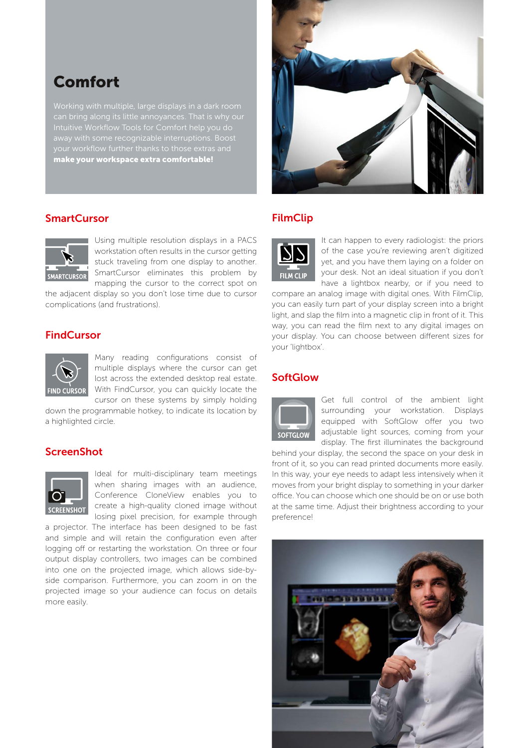# Comfort

Working with multiple, large displays in a dark room can bring along its little annoyances. That is why our Intuitive Workflow Tools for Comfort help you do away with some recognizable interruptions. Boost your workflow further thanks to those extras and **make your workspace extra comfortable!**

## SmartCursor

Using multiple resolution displays in a PACS workstation often results in the cursor getting stuck traveling from one display to another. SmartCursor eliminates this problem by mapping the cursor to the correct spot on the adjacent display so you don't lose time due to cursor complications (and frustrations).

## FindCursor

Many reading configurations consist of multiple displays where the cursor can get lost across the extended desktop real estate. With FindCursor, you can quickly locate the cursor on these systems by simply holding down the programmable hotkey, to indicate its location by a highlighted circle.

## ScreenShot

Ideal for multi-disciplinary team meetings when sharing images with an audience, Conference CloneView enables you to create a high-quality cloned image without losing pixel precision, for example through a projector. The interface has been designed to be fast and simple and will retain the configuration even after logging off or restarting the workstation. On three or four output display controllers, two images can be combined into one on the projected image, which allows side-by-side comparison. Furthermore, you can zoom in on the projected image so your audience can focus on details more easily.

## FilmClip

It can happen to every radiologist: the priors of the case you're reviewing aren't digitized yet, and you have them laying on a folder on your desk. Not an ideal situation if you don't have a lightbox nearby, or if you need to compare an analog image with digital ones. With FilmClip, you can easily turn part of your display screen into a bright light, and slap the film into a magnetic clip in front of it. This way, you can read the film next to any digital images on your display. You can choose between different sizes for your 'lightbox'.

## SoftGlow

Get full control of the ambient light surrounding your workstation. Displays equipped with SoftGlow offer you two adjustable light sources, coming from your display. The first illuminates the background behind your display, the second the space on your desk in front of it, so you can read printed documents more easily. In this way, your eye needs to adapt less intensively when it moves from your bright display to something in your darker office. You can choose which one should be on or use both at the same time. Adjust their brightness according to your preference!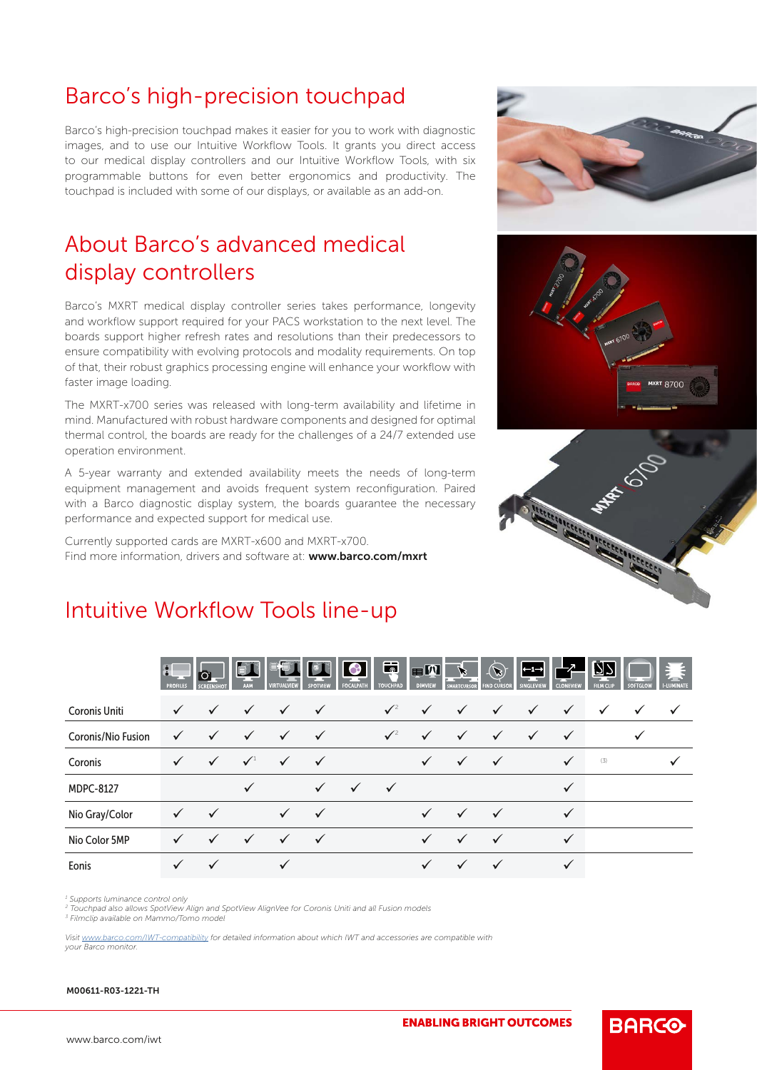# Barco's high-precision touchpad

Barco's high-precision touchpad makes it easier for you to work with diagnostic images, and to use our Intuitive Workflow Tools. It grants you direct access to our medical display controllers and our Intuitive Workflow Tools, with six programmable buttons for even better ergonomics and productivity. The touchpad is included with some of our displays, or available as an add-on.

# About Barco's advanced medical display controllers

Barco's MXRT medical display controller series takes performance, longevity and workflow support required for your PACS workstation to the next level. The boards support higher refresh rates and resolutions than their predecessors to ensure compatibility with evolving protocols and modality requirements. On top of that, their robust graphics processing engine will enhance your workflow with faster image loading.

The MXRT-x700 series was released with long-term availability and lifetime in mind. Manufactured with robust hardware components and designed for optimal thermal control, the boards are ready for the challenges of a 24/7 extended use operation environment.

A 5-year warranty and extended availability meets the needs of long-term equipment management and avoids frequent system reconfiguration. Paired with a Barco diagnostic display system, the boards guarantee the necessary performance and expected support for medical use.

Currently supported cards are MXRT-x600 and MXRT-x700.
Find more information, drivers and software at: **www.barco.com/mxrt**

# Intuitive Workflow Tools line-up

| | PROFILES | SCREENSHOT | AAM | VIRTUALVIEW | SPOTVIEW | FOCALPATH | TOUCHPAD | DIMVIEW | SMARTCURSOR | FIND CURSOR | SINGLEVIEW | CLONEVIEW | FILM CLIP | SOFTGLOW | I-LUMINATE |
|---|---|---|---|---|---|---|---|---|---|---|---|---|---|---|---|
| Coronis Uniti | ✓ | ✓ | ✓ | ✓ | ✓ | | ✓[2] | ✓ | ✓ | ✓ | ✓ | ✓ | ✓ | ✓ | ✓ |
| Coronis/Nio Fusion | ✓ | ✓ | ✓ | ✓ | ✓ | | ✓[2] | ✓ | ✓ | ✓ | ✓ | ✓ | | ✓ | |
| Coronis | ✓ | ✓ | ✓[1] | ✓ | ✓ | | | ✓ | ✓ | ✓ | | ✓ | (3) | | ✓ |
| MDPC-8127 | | | ✓ | | ✓ | ✓ | ✓ | | | | | ✓ | | | |
| Nio Gray/Color | ✓ | ✓ | | ✓ | ✓ | | | ✓ | ✓ | ✓ | | ✓ | | | |
| Nio Color 5MP | ✓ | ✓ | ✓ | ✓ | ✓ | | | ✓ | ✓ | ✓ | | ✓ | | | |
| Eonis | ✓ | ✓ | | ✓ | | | | ✓ | ✓ | ✓ | | ✓ | | | |

*[1] Supports luminance control only*
*[2] Touchpad also allows SpotView Align and SpotView AlignVee for Coronis Uniti and all Fusion models*
*[3] Filmclip available on Mammo/Tomo model*

*Visit www.barco.com/IWT-compatibility for detailed information about which IWT and accessories are compatible with your Barco monitor.*

M00611-R03-1221-TH

**ENABLING BRIGHT OUTCOMES**

BARCO

www.barco.com/iwt